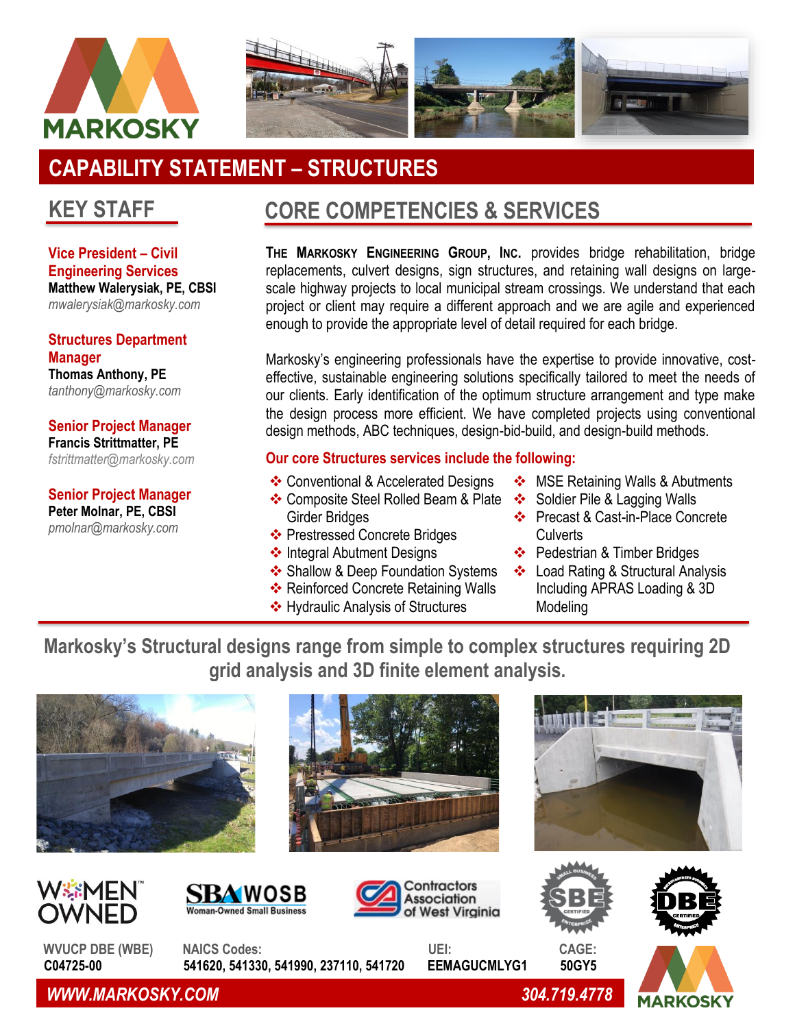MARKOSKY

# CAPABILITY STATEMENT – STRUCTURES

## KEY STAFF

**Vice President – Civil Engineering Services**
**Matthew Walerysiak, PE, CBSI**
*mwalerysiak@markosky.com*

**Structures Department Manager**
**Thomas Anthony, PE**
*tanthony@markosky.com*

**Senior Project Manager**
**Francis Strittmatter, PE**
*fstrittmatter@markosky.com*

**Senior Project Manager**
**Peter Molnar, PE, CBSI**
*pmolnar@markosky.com*

## CORE COMPETENCIES & SERVICES

**THE MARKOSKY ENGINEERING GROUP, INC.** provides bridge rehabilitation, bridge replacements, culvert designs, sign structures, and retaining wall designs on large-scale highway projects to local municipal stream crossings. We understand that each project or client may require a different approach and we are agile and experienced enough to provide the appropriate level of detail required for each bridge.

Markosky's engineering professionals have the expertise to provide innovative, cost-effective, sustainable engineering solutions specifically tailored to meet the needs of our clients. Early identification of the optimum structure arrangement and type make the design process more efficient. We have completed projects using conventional design methods, ABC techniques, design-bid-build, and design-build methods.

**Our core Structures services include the following:**

- Conventional & Accelerated Designs
- Composite Steel Rolled Beam & Plate Girder Bridges
- Prestressed Concrete Bridges
- Integral Abutment Designs
- Shallow & Deep Foundation Systems
- Reinforced Concrete Retaining Walls
- Hydraulic Analysis of Structures
- MSE Retaining Walls & Abutments
- Soldier Pile & Lagging Walls
- Precast & Cast-in-Place Concrete Culverts
- Pedestrian & Timber Bridges
- Load Rating & Structural Analysis Including APRAS Loading & 3D Modeling

**Markosky's Structural designs range from simple to complex structures requiring 2D grid analysis and 3D finite element analysis.**

WOMEN OWNED™ | SBA WOSB Woman-Owned Small Business | Contractors Association of West Virginia | SBE Certified | DBE Certified

**WVUCP DBE (WBE)**
**C04725-00**

**NAICS Codes:**
**541620, 541330, 541990, 237110, 541720**

**UEI:**
**EEMAGUCMLYG1**

**CAGE:**
**50GY5**

***WWW.MARKOSKY.COM*** ***304.719.4778***

MARKOSKY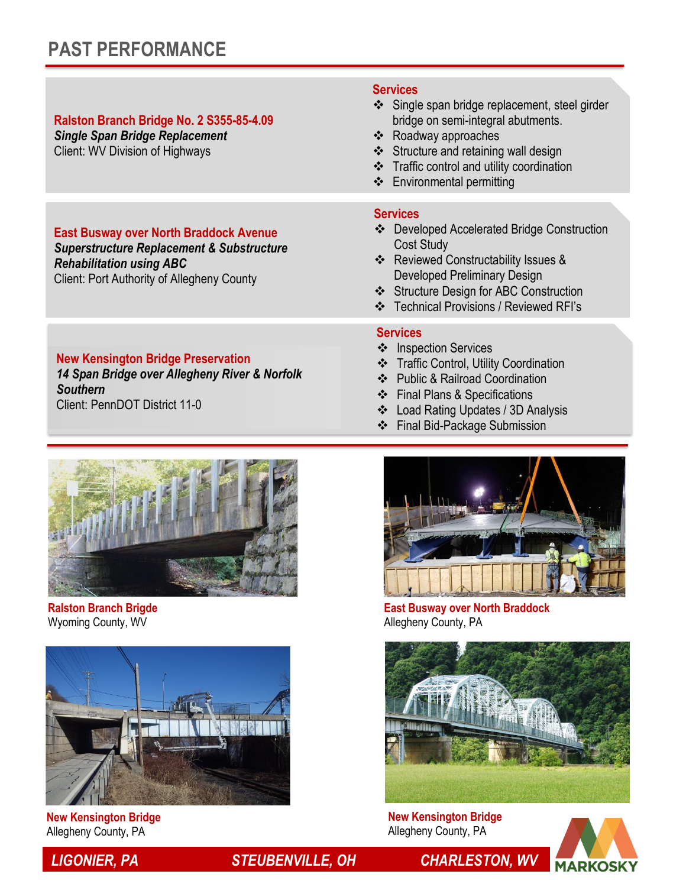## PAST PERFORMANCE

**Ralston Branch Bridge No. 2 S355-85-4.09**
***Single Span Bridge Replacement***
Client: WV Division of Highways

**Services**
- Single span bridge replacement, steel girder bridge on semi-integral abutments.
- Roadway approaches
- Structure and retaining wall design
- Traffic control and utility coordination
- Environmental permitting

**East Busway over North Braddock Avenue**
***Superstructure Replacement & Substructure Rehabilitation using ABC***
Client: Port Authority of Allegheny County

**Services**
- Developed Accelerated Bridge Construction Cost Study
- Reviewed Constructability Issues & Developed Preliminary Design
- Structure Design for ABC Construction
- Technical Provisions / Reviewed RFI's

**New Kensington Bridge Preservation**
***14 Span Bridge over Allegheny River & Norfolk Southern***
Client: PennDOT District 11-0

**Services**
- Inspection Services
- Traffic Control, Utility Coordination
- Public & Railroad Coordination
- Final Plans & Specifications
- Load Rating Updates / 3D Analysis
- Final Bid-Package Submission

**Ralston Branch Brigde**
Wyoming County, WV

**East Busway over North Braddock**
Allegheny County, PA

**New Kensington Bridge**
Allegheny County, PA

**New Kensington Bridge**
Allegheny County, PA

LIGONIER, PA STEUBENVILLE, OH CHARLESTON, WV

MARKOSKY